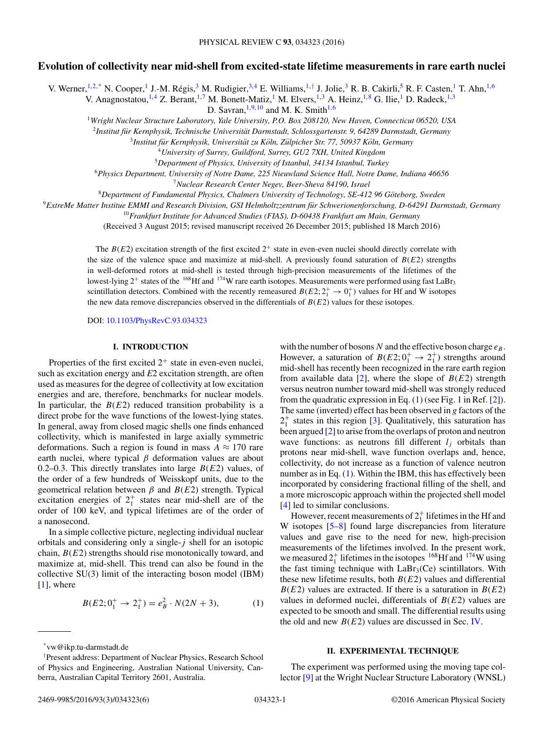# Evolution of collectivity near mid-shell from excited-state lifetime measurements in rare earth nuclei

V. Werner,[1,2,*] N. Cooper,[1] J.-M. Régis,[3] M. Rudigier,[3,4] E. Williams,[1,†] J. Jolie,[3] R. B. Cakirli,[5] R. F. Casten,[1] T. Ahn,[1,6] V. Anagnostatou,[1,4] Z. Berant,[1,7] M. Bonett-Matiz,[1] M. Elvers,[1,3] A. Heinz,[1,8] G. Ilie,[1] D. Radeck,[1,3] D. Savran,[1,9,10] and M. K. Smith[1,6]

[1]*Wright Nuclear Structure Laboratory, Yale University, P.O. Box 208120, New Haven, Connecticut 06520, USA*
[2]*Institut für Kernphysik, Technische Universität Darmstadt, Schlossgartenstr. 9, 64289 Darmstadt, Germany*
[3]*Institut für Kernphysik, Universität zu Köln, Zülpicher Str. 77, 50937 Köln, Germany*
[4]*University of Surrey, Guildford, Surrey, GU2 7XH, United Kingdom*
[5]*Department of Physics, University of Istanbul, 34134 Istanbul, Turkey*
[6]*Physics Department, University of Notre Dame, 225 Nieuwland Science Hall, Notre Dame, Indiana 46656*
[7]*Nuclear Research Center Negev, Beer-Sheva 84190, Israel*
[8]*Department of Fundamental Physics, Chalmers University of Technology, SE-412 96 Göteborg, Sweden*
[9]*ExtreMe Matter Institue EMMI and Research Division, GSI Helmholtzzentrum für Schwerionenforschung, D-64291 Darmstadt, Germany*
[10]*Frankfurt Institute for Advanced Studies (FIAS), D-60438 Frankfurt am Main, Germany*

(Received 3 August 2015; revised manuscript received 26 December 2015; published 18 March 2016)

The $B(E2)$ excitation strength of the first excited $2^+$ state in even-even nuclei should directly correlate with the size of the valence space and maximize at mid-shell. A previously found saturation of $B(E2)$ strengths in well-deformed rotors at mid-shell is tested through high-precision measurements of the lifetimes of the lowest-lying $2^+$ states of the $^{168}$Hf and $^{174}$W rare earth isotopes. Measurements were performed using fast $LaBr_3$ scintillation detectors. Combined with the recently remeasured $B(E2;2_1^+ \rightarrow 0_1^+)$ values for Hf and W isotopes the new data remove discrepancies observed in the differentials of $B(E2)$ values for these isotopes.

DOI: 10.1103/PhysRevC.93.034323

## I. INTRODUCTION

Properties of the first excited $2^+$ state in even-even nuclei, such as excitation energy and $E2$ excitation strength, are often used as measures for the degree of collectivity at low excitation energies and are, therefore, benchmarks for nuclear models. In particular, the $B(E2)$ reduced transition probability is a direct probe for the wave functions of the lowest-lying states. In general, away from closed magic shells one finds enhanced collectivity, which is manifested in large axially symmetric deformations. Such a region is found in mass $A \approx 170$ rare earth nuclei, where typical $\beta$ deformation values are about 0.2–0.3. This directly translates into large $B(E2)$ values, of the order of a few hundreds of Weisskopf units, due to the geometrical relation between $\beta$ and $B(E2)$ strength. Typical excitation energies of $2_1^+$ states near mid-shell are of the order of 100 keV, and typical lifetimes are of the order of a nanosecond.

In a simple collective picture, neglecting individual nuclear orbitals and considering only a single-$j$ shell for an isotopic chain, $B(E2)$ strengths should rise monotonically toward, and maximize at, mid-shell. This trend can also be found in the collective SU(3) limit of the interacting boson model (IBM) [1], where

$$B(E2;0_1^+ \rightarrow 2_1^+) = e_B^2 \cdot N(2N+3), \qquad (1)$$

with the number of bosons $N$ and the effective boson charge $e_B$. However, a saturation of $B(E2;0_1^+ \rightarrow 2_1^+)$ strengths around mid-shell has recently been recognized in the rare earth region from available data [2], where the slope of $B(E2)$ strength versus neutron number toward mid-shell was strongly reduced from the quadratic expression in Eq. (1) (see Fig. 1 in Ref. [2]). The same (inverted) effect has been observed in $g$ factors of the $2_1^+$ states in this region [3]. Qualitatively, this saturation has been argued [2] to arise from the overlaps of proton and neutron wave functions: as neutrons fill different $l_j$ orbitals than protons near mid-shell, wave function overlaps and, hence, collectivity, do not increase as a function of valence neutron number as in Eq. (1). Within the IBM, this has effectively been incorporated by considering fractional filling of the shell, and a more microscopic approach within the projected shell model [4] led to similar conclusions.

However, recent measurements of $2_1^+$ lifetimes in the Hf and W isotopes [5–8] found large discrepancies from literature values and gave rise to the need for new, high-precision measurements of the lifetimes involved. In the present work, we measured $2_1^+$ lifetimes in the isotopes $^{168}$Hf and $^{174}$W using the fast timing technique with $LaBr_3$(Ce) scintillators. With these new lifetime results, both $B(E2)$ values and differential $B(E2)$ values are extracted. If there is a saturation in $B(E2)$ values in deformed nuclei, differentials of $B(E2)$ values are expected to be smooth and small. The differential results using the old and new $B(E2)$ values are discussed in Sec. IV.

## II. EXPERIMENTAL TECHNIQUE

The experiment was performed using the moving tape collector [9] at the Wright Nuclear Structure Laboratory (WNSL)

---

*vw@ikp.tu-darmstadt.de

†Present address: Department of Nuclear Physics, Research School of Physics and Engineering, Australian National University, Canberra, Australian Capital Territory 2601, Australia.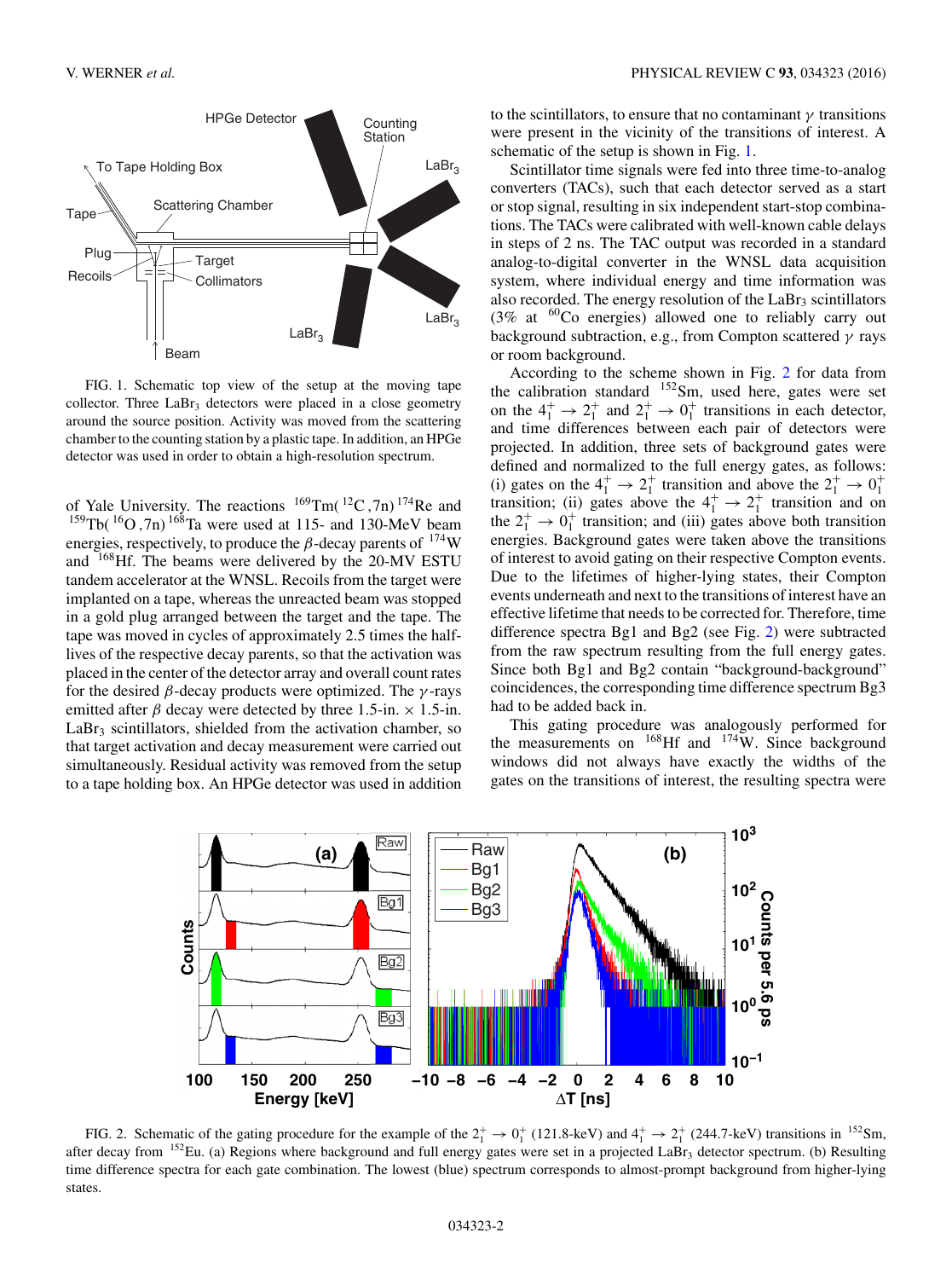FIG. 1. Schematic top view of the setup at the moving tape collector. Three $LaBr_3$ detectors were placed in a close geometry around the source position. Activity was moved from the scattering chamber to the counting station by a plastic tape. In addition, an HPGe detector was used in order to obtain a high-resolution spectrum.

of Yale University. The reactions $^{169}$Tm($^{12}$C,7n)$^{174}$Re and $^{159}$Tb($^{16}$O,7n)$^{168}$Ta were used at 115- and 130-MeV beam energies, respectively, to produce the $\beta$-decay parents of $^{174}$W and $^{168}$Hf. The beams were delivered by the 20-MV ESTU tandem accelerator at the WNSL. Recoils from the target were implanted on a tape, whereas the unreacted beam was stopped in a gold plug arranged between the target and the tape. The tape was moved in cycles of approximately 2.5 times the half-lives of the respective decay parents, so that the activation was placed in the center of the detector array and overall count rates for the desired $\beta$-decay products were optimized. The $\gamma$-rays emitted after $\beta$ decay were detected by three 1.5-in. × 1.5-in. $LaBr_3$ scintillators, shielded from the activation chamber, so that target activation and decay measurement were carried out simultaneously. Residual activity was removed from the setup to a tape holding box. An HPGe detector was used in addition to the scintillators, to ensure that no contaminant $\gamma$ transitions were present in the vicinity of the transitions of interest. A schematic of the setup is shown in Fig. 1.

Scintillator time signals were fed into three time-to-analog converters (TACs), such that each detector served as a start or stop signal, resulting in six independent start-stop combinations. The TACs were calibrated with well-known cable delays in steps of 2 ns. The TAC output was recorded in a standard analog-to-digital converter in the WNSL data acquisition system, where individual energy and time information was also recorded. The energy resolution of the $LaBr_3$ scintillators (3% at $^{60}$Co energies) allowed one to reliably carry out background subtraction, e.g., from Compton scattered $\gamma$ rays or room background.

According to the scheme shown in Fig. 2 for data from the calibration standard $^{152}$Sm, used here, gates were set on the $4_1^+ \rightarrow 2_1^+$ and $2_1^+ \rightarrow 0_1^+$ transitions in each detector, and time differences between each pair of detectors were projected. In addition, three sets of background gates were defined and normalized to the full energy gates, as follows: (i) gates on the $4_1^+ \rightarrow 2_1^+$ transition and above the $2_1^+ \rightarrow 0_1^+$ transition; (ii) gates above the $4_1^+ \rightarrow 2_1^+$ transition and on the $2_1^+ \rightarrow 0_1^+$ transition; and (iii) gates above both transition energies. Background gates were taken above the transitions of interest to avoid gating on their respective Compton events. Due to the lifetimes of higher-lying states, their Compton events underneath and next to the transitions of interest have an effective lifetime that needs to be corrected for. Therefore, time difference spectra Bg1 and Bg2 (see Fig. 2) were subtracted from the raw spectrum resulting from the full energy gates. Since both Bg1 and Bg2 contain "background-background" coincidences, the corresponding time difference spectrum Bg3 had to be added back in.

This gating procedure was analogously performed for the measurements on $^{168}$Hf and $^{174}$W. Since background windows did not always have exactly the widths of the gates on the transitions of interest, the resulting spectra were

FIG. 2. Schematic of the gating procedure for the example of the $2_1^+ \rightarrow 0_1^+$ (121.8-keV) and $4_1^+ \rightarrow 2_1^+$ (244.7-keV) transitions in $^{152}$Sm, after decay from $^{152}$Eu. (a) Regions where background and full energy gates were set in a projected $LaBr_3$ detector spectrum. (b) Resulting time difference spectra for each gate combination. The lowest (blue) spectrum corresponds to almost-prompt background from higher-lying states.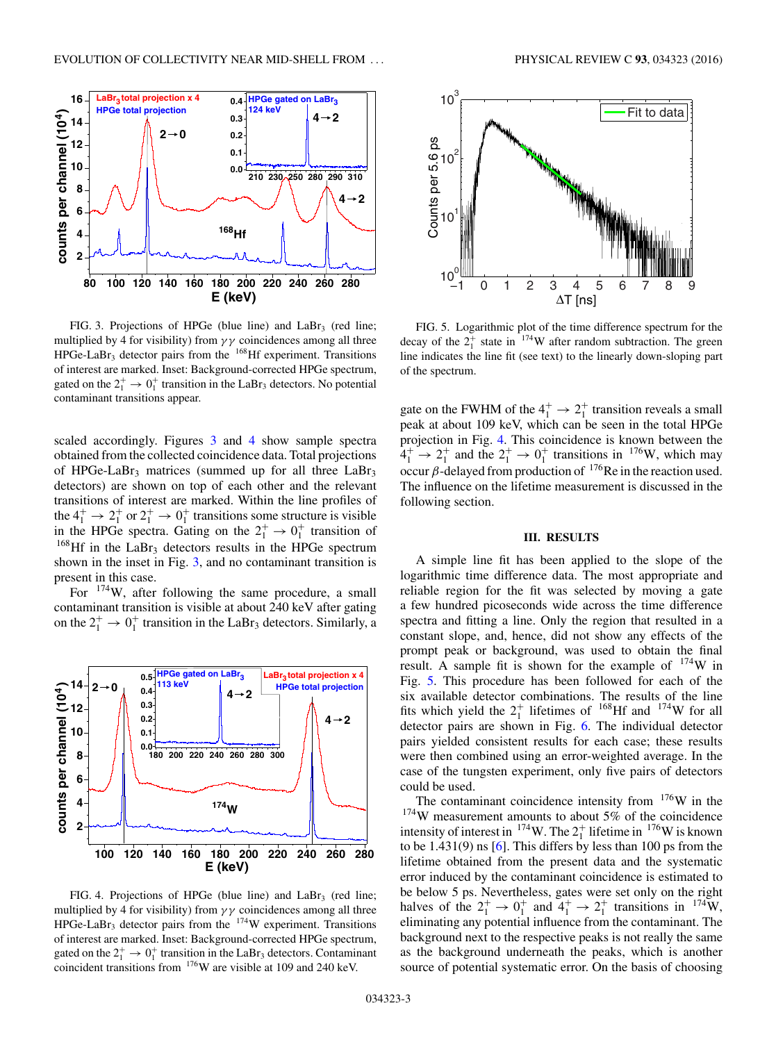FIG. 3. Projections of HPGe (blue line) and $LaBr_3$ (red line; multiplied by 4 for visibility) from $\gamma\gamma$ coincidences among all three HPGe-$LaBr_3$ detector pairs from the $^{168}$Hf experiment. Transitions of interest are marked. Inset: Background-corrected HPGe spectrum, gated on the $2_1^+ \rightarrow 0_1^+$ transition in the $LaBr_3$ detectors. No potential contaminant transitions appear.

scaled accordingly. Figures 3 and 4 show sample spectra obtained from the collected coincidence data. Total projections of HPGe-$LaBr_3$ matrices (summed up for all three $LaBr_3$ detectors) are shown on top of each other and the relevant transitions of interest are marked. Within the line profiles of the $4_1^+ \rightarrow 2_1^+$ or $2_1^+ \rightarrow 0_1^+$ transitions some structure is visible in the HPGe spectra. Gating on the $2_1^+ \rightarrow 0_1^+$ transition of $^{168}$Hf in the $LaBr_3$ detectors results in the HPGe spectrum shown in the inset in Fig. 3, and no contaminant transition is present in this case.

For $^{174}$W, after following the same procedure, a small contaminant transition is visible at about 240 keV after gating on the $2_1^+ \rightarrow 0_1^+$ transition in the $LaBr_3$ detectors. Similarly, a

FIG. 4. Projections of HPGe (blue line) and $LaBr_3$ (red line; multiplied by 4 for visibility) from $\gamma\gamma$ coincidences among all three HPGe-$LaBr_3$ detector pairs from the $^{174}$W experiment. Transitions of interest are marked. Inset: Background-corrected HPGe spectrum, gated on the $2_1^+ \rightarrow 0_1^+$ transition in the $LaBr_3$ detectors. Contaminant coincident transitions from $^{176}$W are visible at 109 and 240 keV.

FIG. 5. Logarithmic plot of the time difference spectrum for the decay of the $2_1^+$ state in $^{174}$W after random subtraction. The green line indicates the line fit (see text) to the linearly down-sloping part of the spectrum.

gate on the FWHM of the $4_1^+ \rightarrow 2_1^+$ transition reveals a small peak at about 109 keV, which can be seen in the total HPGe projection in Fig. 4. This coincidence is known between the $4_1^+ \rightarrow 2_1^+$ and the $2_1^+ \rightarrow 0_1^+$ transitions in $^{176}$W, which may occur $\beta$-delayed from production of $^{176}$Re in the reaction used. The influence on the lifetime measurement is discussed in the following section.

## III. RESULTS

A simple line fit has been applied to the slope of the logarithmic time difference data. The most appropriate and reliable region for the fit was selected by moving a gate a few hundred picoseconds wide across the time difference spectra and fitting a line. Only the region that resulted in a constant slope, and, hence, did not show any effects of the prompt peak or background, was used to obtain the final result. A sample fit is shown for the example of $^{174}$W in Fig. 5. This procedure has been followed for each of the six available detector combinations. The results of the line fits which yield the $2_1^+$ lifetimes of $^{168}$Hf and $^{174}$W for all detector pairs are shown in Fig. 6. The individual detector pairs yielded consistent results for each case; these results were then combined using an error-weighted average. In the case of the tungsten experiment, only five pairs of detectors could be used.

The contaminant coincidence intensity from $^{176}$W in the $^{174}$W measurement amounts to about 5% of the coincidence intensity of interest in $^{174}$W. The $2_1^+$ lifetime in $^{176}$W is known to be 1.431(9) ns [6]. This differs by less than 100 ps from the lifetime obtained from the present data and the systematic error induced by the contaminant coincidence is estimated to be below 5 ps. Nevertheless, gates were set only on the right halves of the $2_1^+ \rightarrow 0_1^+$ and $4_1^+ \rightarrow 2_1^+$ transitions in $^{174}$W, eliminating any potential influence from the contaminant. The background next to the respective peaks is not really the same as the background underneath the peaks, which is another source of potential systematic error. On the basis of choosing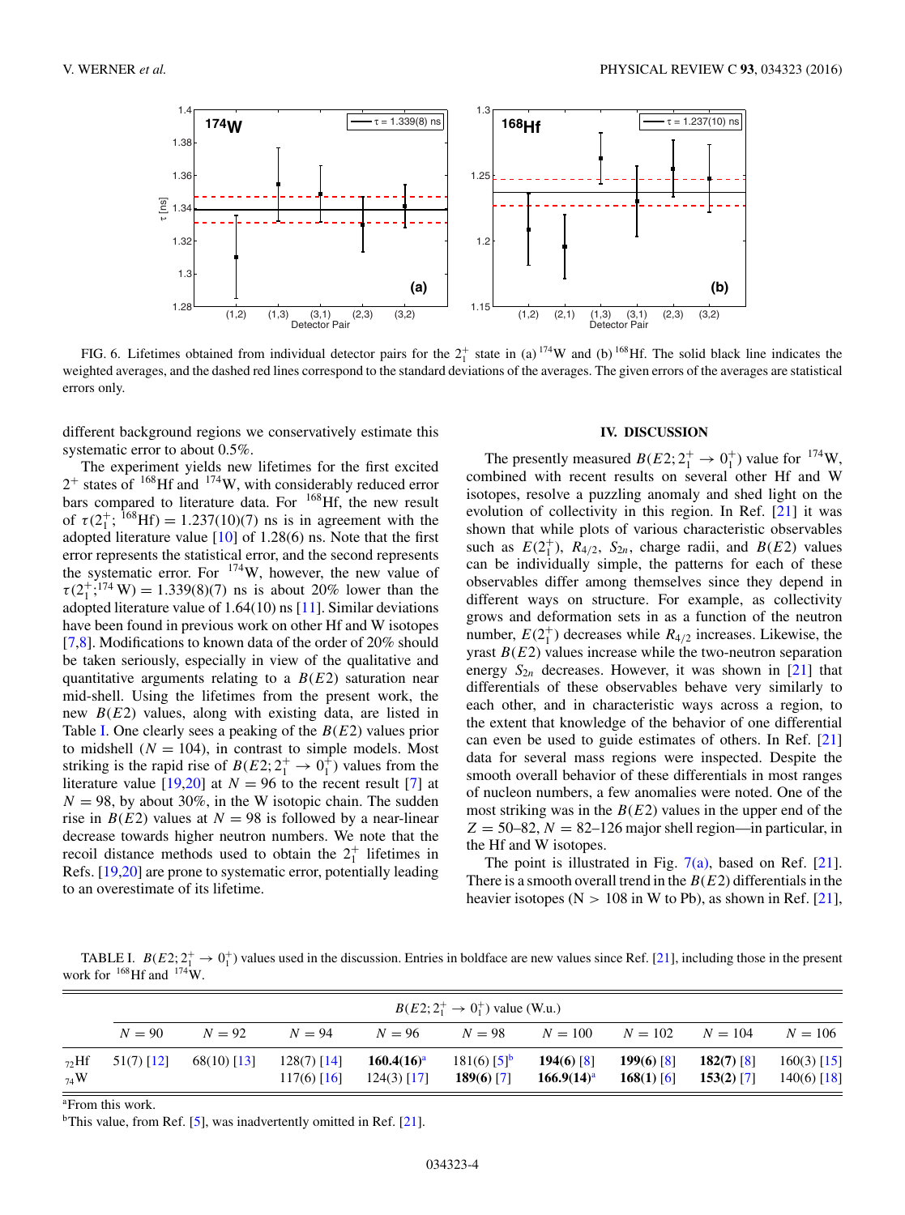FIG. 6. Lifetimes obtained from individual detector pairs for the $2_1^+$ state in (a) $^{174}$W and (b) $^{168}$Hf. The solid black line indicates the weighted averages, and the dashed red lines correspond to the standard deviations of the averages. The given errors of the averages are statistical errors only.

different background regions we conservatively estimate this systematic error to about 0.5%.

The experiment yields new lifetimes for the first excited $2^+$ states of $^{168}$Hf and $^{174}$W, with considerably reduced error bars compared to literature data. For $^{168}$Hf, the new result of $\tau(2_1^+; {}^{168}\text{Hf}) = 1.237(10)(7)$ ns is in agreement with the adopted literature value [10] of 1.28(6) ns. Note that the first error represents the statistical error, and the second represents the systematic error. For $^{174}$W, however, the new value of $\tau(2_1^+; {}^{174}\text{W}) = 1.339(8)(7)$ ns is about 20% lower than the adopted literature value of 1.64(10) ns [11]. Similar deviations have been found in previous work on other Hf and W isotopes [7,8]. Modifications to known data of the order of 20% should be taken seriously, especially in view of the qualitative and quantitative arguments relating to a $B(E2)$ saturation near mid-shell. Using the lifetimes from the present work, the new $B(E2)$ values, along with existing data, are listed in Table I. One clearly sees a peaking of the $B(E2)$ values prior to midshell ($N = 104$), in contrast to simple models. Most striking is the rapid rise of $B(E2; 2_1^+ \rightarrow 0_1^+)$ values from the literature value [19,20] at $N = 96$ to the recent result [7] at $N = 98$, by about 30%, in the W isotopic chain. The sudden rise in $B(E2)$ values at $N = 98$ is followed by a near-linear decrease towards higher neutron numbers. We note that the recoil distance methods used to obtain the $2_1^+$ lifetimes in Refs. [19,20] are prone to systematic error, potentially leading to an overestimate of its lifetime.

## IV. DISCUSSION

The presently measured $B(E2; 2_1^+ \rightarrow 0_1^+)$ value for $^{174}$W, combined with recent results on several other Hf and W isotopes, resolve a puzzling anomaly and shed light on the evolution of collectivity in this region. In Ref. [21] it was shown that while plots of various characteristic observables such as $E(2_1^+)$, $R_{4/2}$, $S_{2n}$, charge radii, and $B(E2)$ values can be individually simple, the patterns for each of these observables differ among themselves since they depend in different ways on structure. For example, as collectivity grows and deformation sets in as a function of the neutron number, $E(2_1^+)$ decreases while $R_{4/2}$ increases. Likewise, the yrast $B(E2)$ values increase while the two-neutron separation energy $S_{2n}$ decreases. However, it was shown in [21] that differentials of these observables behave very similarly to each other, and in characteristic ways across a region, to the extent that knowledge of the behavior of one differential can even be used to guide estimates of others. In Ref. [21] data for several mass regions were inspected. Despite the smooth overall behavior of these differentials in most ranges of nucleon numbers, a few anomalies were noted. One of the most striking was in the $B(E2)$ values in the upper end of the $Z = 50$–$82$, $N = 82$–$126$ major shell region—in particular, in the Hf and W isotopes.

The point is illustrated in Fig. 7(a), based on Ref. [21]. There is a smooth overall trend in the $B(E2)$ differentials in the heavier isotopes (N > 108 in W to Pb), as shown in Ref. [21],

TABLE I. $B(E2; 2_1^+ \rightarrow 0_1^+)$ values used in the discussion. Entries in boldface are new values since Ref. [21], including those in the present work for $^{168}$Hf and $^{174}$W.

| | $B(E2; 2_1^+ \rightarrow 0_1^+)$ value (W.u.) | | | | | | | | |
|---|---|---|---|---|---|---|---|---|---|
| | $N = 90$ | $N = 92$ | $N = 94$ | $N = 96$ | $N = 98$ | $N = 100$ | $N = 102$ | $N = 104$ | $N = 106$ |
| $_{72}$Hf | 51(7) [12] | 68(10) [13] | 128(7) [14] | **160.4(16)**[a] | 181(6) [5][b] | **194(6)** [8] | **199(6)** [8] | **182(7)** [8] | 160(3) [15] |
| $_{74}$W | | | 117(6) [16] | 124(3) [17] | **189(6)** [7] | **166.9(14)**[a] | **168(1)** [6] | **153(2)** [7] | 140(6) [18] |

[a]From this work.

[b]This value, from Ref. [5], was inadvertently omitted in Ref. [21].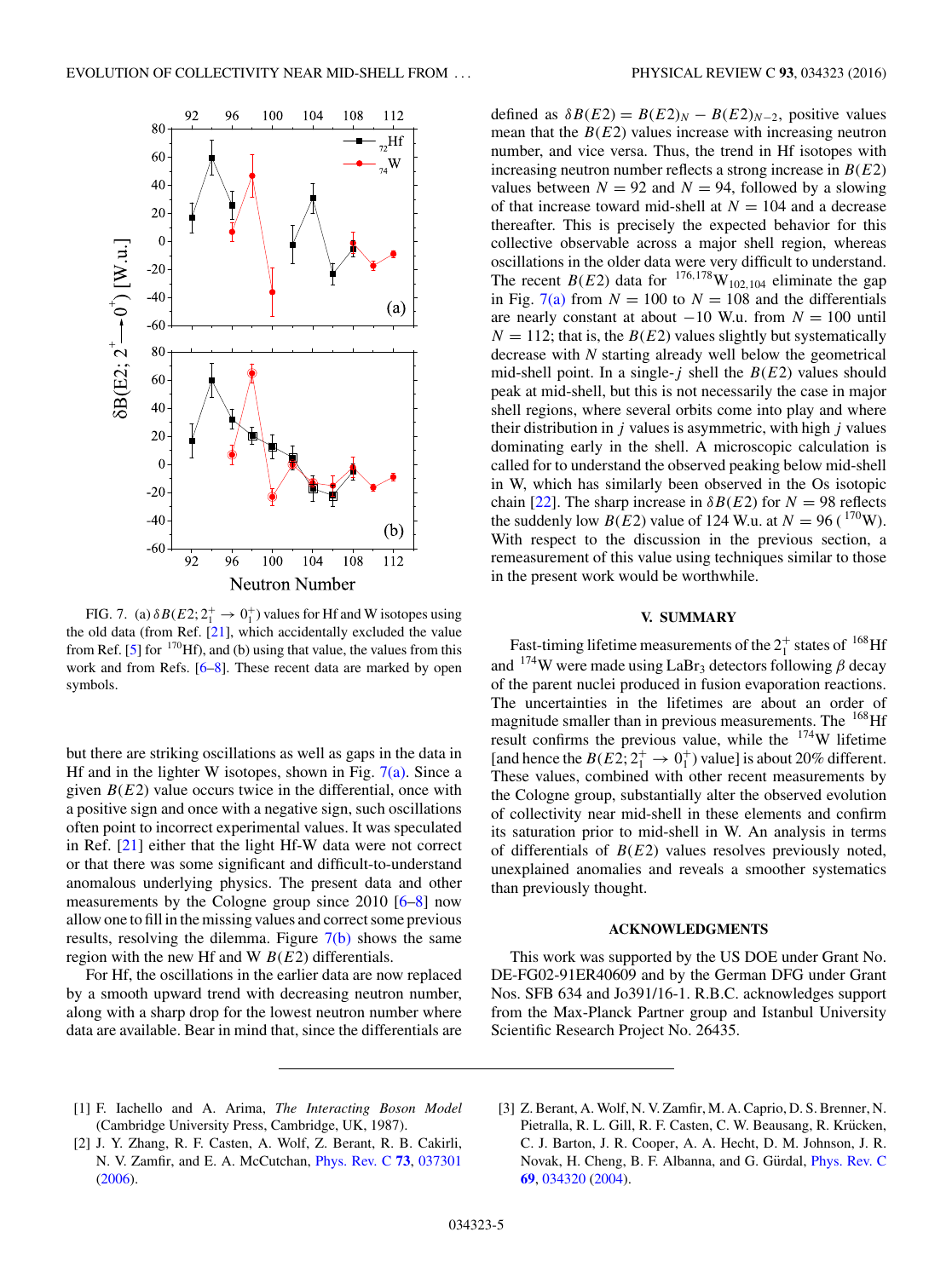FIG. 7. (a) $\delta B(E2; 2_1^+ \rightarrow 0_1^+)$ values for Hf and W isotopes using the old data (from Ref. [21], which accidentally excluded the value from Ref. [5] for $^{170}$Hf), and (b) using that value, the values from this work and from Refs. [6–8]. These recent data are marked by open symbols.

but there are striking oscillations as well as gaps in the data in Hf and in the lighter W isotopes, shown in Fig. 7(a). Since a given $B(E2)$ value occurs twice in the differential, once with a positive sign and once with a negative sign, such oscillations often point to incorrect experimental values. It was speculated in Ref. [21] either that the light Hf-W data were not correct or that there was some significant and difficult-to-understand anomalous underlying physics. The present data and other measurements by the Cologne group since 2010 [6–8] now allow one to fill in the missing values and correct some previous results, resolving the dilemma. Figure 7(b) shows the same region with the new Hf and W $B(E2)$ differentials.

For Hf, the oscillations in the earlier data are now replaced by a smooth upward trend with decreasing neutron number, along with a sharp drop for the lowest neutron number where data are available. Bear in mind that, since the differentials are defined as $\delta B(E2) = B(E2)_N - B(E2)_{N-2}$, positive values mean that the $B(E2)$ values increase with increasing neutron number, and vice versa. Thus, the trend in Hf isotopes with increasing neutron number reflects a strong increase in $B(E2)$ values between $N = 92$ and $N = 94$, followed by a slowing of that increase toward mid-shell at $N = 104$ and a decrease thereafter. This is precisely the expected behavior for this collective observable across a major shell region, whereas oscillations in the older data were very difficult to understand. The recent $B(E2)$ data for $^{176,178}\mathrm{W}_{102,104}$ eliminate the gap in Fig. 7(a) from $N = 100$ to $N = 108$ and the differentials are nearly constant at about $-10$ W.u. from $N = 100$ until $N = 112$; that is, the $B(E2)$ values slightly but systematically decrease with $N$ starting already well below the geometrical mid-shell point. In a single-$j$ shell the $B(E2)$ values should peak at mid-shell, but this is not necessarily the case in major shell regions, where several orbits come into play and where their distribution in $j$ values is asymmetric, with high $j$ values dominating early in the shell. A microscopic calculation is called for to understand the observed peaking below mid-shell in W, which has similarly been observed in the Os isotopic chain [22]. The sharp increase in $\delta B(E2)$ for $N = 98$ reflects the suddenly low $B(E2)$ value of 124 W.u. at $N = 96$ ($^{170}$W). With respect to the discussion in the previous section, a remeasurement of this value using techniques similar to those in the present work would be worthwhile.

## V. SUMMARY

Fast-timing lifetime measurements of the $2_1^+$ states of $^{168}$Hf and $^{174}$W were made using LaBr$_3$ detectors following $\beta$ decay of the parent nuclei produced in fusion evaporation reactions. The uncertainties in the lifetimes are about an order of magnitude smaller than in previous measurements. The $^{168}$Hf result confirms the previous value, while the $^{174}$W lifetime [and hence the $B(E2; 2_1^+ \rightarrow 0_1^+)$ value] is about 20% different. These values, combined with other recent measurements by the Cologne group, substantially alter the observed evolution of collectivity near mid-shell in these elements and confirm its saturation prior to mid-shell in W. An analysis in terms of differentials of $B(E2)$ values resolves previously noted, unexplained anomalies and reveals a smoother systematics than previously thought.

## ACKNOWLEDGMENTS

This work was supported by the US DOE under Grant No. DE-FG02-91ER40609 and by the German DFG under Grant Nos. SFB 634 and Jo391/16-1. R.B.C. acknowledges support from the Max-Planck Partner group and Istanbul University Scientific Research Project No. 26435.

[1] F. Iachello and A. Arima, *The Interacting Boson Model* (Cambridge University Press, Cambridge, UK, 1987).

[2] J. Y. Zhang, R. F. Casten, A. Wolf, Z. Berant, R. B. Cakirli, N. V. Zamfir, and E. A. McCutchan, Phys. Rev. C **73**, 037301 (2006).

[3] Z. Berant, A. Wolf, N. V. Zamfir, M. A. Caprio, D. S. Brenner, N. Pietralla, R. L. Gill, R. F. Casten, C. W. Beausang, R. Krücken, C. J. Barton, J. R. Cooper, A. A. Hecht, D. M. Johnson, J. R. Novak, H. Cheng, B. F. Albanna, and G. Gürdal, Phys. Rev. C **69**, 034320 (2004).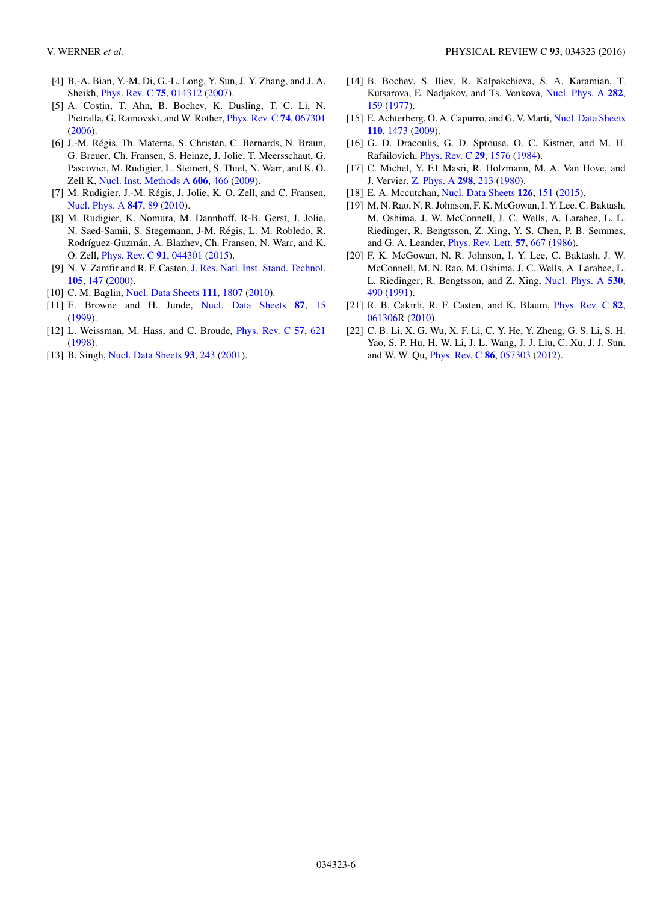[4] B.-A. Bian, Y.-M. Di, G.-L. Long, Y. Sun, J. Y. Zhang, and J. A. Sheikh, Phys. Rev. C **75**, 014312 (2007).

[5] A. Costin, T. Ahn, B. Bochev, K. Dusling, T. C. Li, N. Pietralla, G. Rainovski, and W. Rother, Phys. Rev. C **74**, 067301 (2006).

[6] J.-M. Régis, Th. Materna, S. Christen, C. Bernards, N. Braun, G. Breuer, Ch. Fransen, S. Heinze, J. Jolie, T. Meersschaut, G. Pascovici, M. Rudigier, L. Steinert, S. Thiel, N. Warr, and K. O. Zell K, Nucl. Inst. Methods A **606**, 466 (2009).

[7] M. Rudigier, J.-M. Régis, J. Jolie, K. O. Zell, and C. Fransen, Nucl. Phys. A **847**, 89 (2010).

[8] M. Rudigier, K. Nomura, M. Dannhoff, R-B. Gerst, J. Jolie, N. Saed-Samii, S. Stegemann, J-M. Régis, L. M. Robledo, R. Rodríguez-Guzmán, A. Blazhev, Ch. Fransen, N. Warr, and K. O. Zell, Phys. Rev. C **91**, 044301 (2015).

[9] N. V. Zamfir and R. F. Casten, J. Res. Natl. Inst. Stand. Technol. **105**, 147 (2000).

[10] C. M. Baglin, Nucl. Data Sheets **111**, 1807 (2010).

[11] E. Browne and H. Junde, Nucl. Data Sheets **87**, 15 (1999).

[12] L. Weissman, M. Hass, and C. Broude, Phys. Rev. C **57**, 621 (1998).

[13] B. Singh, Nucl. Data Sheets **93**, 243 (2001).

[14] B. Bochev, S. Iliev, R. Kalpakchieva, S. A. Karamian, T. Kutsarova, E. Nadjakov, and Ts. Venkova, Nucl. Phys. A **282**, 159 (1977).

[15] E. Achterberg, O. A. Capurro, and G. V. Marti, Nucl. Data Sheets **110**, 1473 (2009).

[16] G. D. Dracoulis, G. D. Sprouse, O. C. Kistner, and M. H. Rafailovich, Phys. Rev. C **29**, 1576 (1984).

[17] C. Michel, Y. El Masri, R. Holzmann, M. A. Van Hove, and J. Vervier, Z. Phys. A **298**, 213 (1980).

[18] E. A. Mccutchan, Nucl. Data Sheets **126**, 151 (2015).

[19] M. N. Rao, N. R. Johnson, F. K. McGowan, I. Y. Lee, C. Baktash, M. Oshima, J. W. McConnell, J. C. Wells, A. Larabee, L. L. Riedinger, R. Bengtsson, Z. Xing, Y. S. Chen, P. B. Semmes, and G. A. Leander, Phys. Rev. Lett. **57**, 667 (1986).

[20] F. K. McGowan, N. R. Johnson, I. Y. Lee, C. Baktash, J. W. McConnell, M. N. Rao, M. Oshima, J. C. Wells, A. Larabee, L. L. Riedinger, R. Bengtsson, and Z. Xing, Nucl. Phys. A **530**, 490 (1991).

[21] R. B. Cakirli, R. F. Casten, and K. Blaum, Phys. Rev. C **82**, 061306R (2010).

[22] C. B. Li, X. G. Wu, X. F. Li, C. Y. He, Y. Zheng, G. S. Li, S. H. Yao, S. P. Hu, H. W. Li, J. L. Wang, J. J. Liu, C. Xu, J. J. Sun, and W. W. Qu, Phys. Rev. C **86**, 057303 (2012).